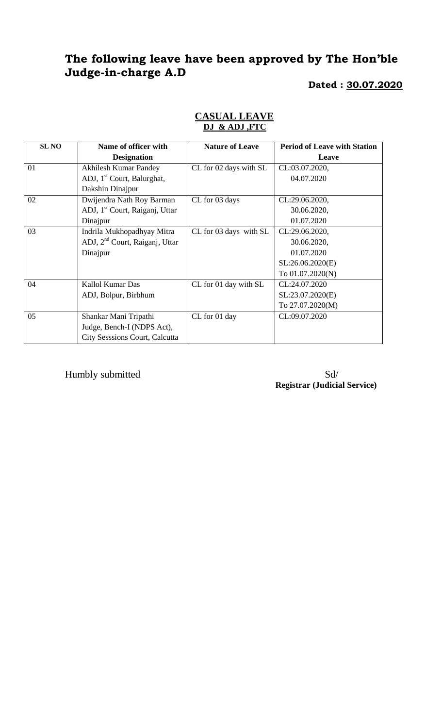# The following leave have been approved by The Hon'ble Judge-in-charge A.D

**Dated : 30.07.2020**

## CASUAL LEAVE
### DJ & ADJ ,FTC

| SL NO | Name of officer with Designation | Nature of Leave | Period of Leave with Station Leave |
|---|---|---|---|
| 01 | Akhilesh Kumar Pandey ADJ, 1st Court, Balurghat, Dakshin Dinajpur | CL for 02 days with SL | CL:03.07.2020, 04.07.2020 |
| 02 | Dwijendra Nath Roy Barman ADJ, 1st Court, Raiganj, Uttar Dinajpur | CL for 03 days | CL:29.06.2020, 30.06.2020, 01.07.2020 |
| 03 | Indrila Mukhopadhyay Mitra ADJ, 2nd Court, Raiganj, Uttar Dinajpur | CL for 03 days with SL | CL:29.06.2020, 30.06.2020, 01.07.2020 SL:26.06.2020(E) To 01.07.2020(N) |
| 04 | Kallol Kumar Das ADJ, Bolpur, Birbhum | CL for 01 day with SL | CL:24.07.2020 SL:23.07.2020(E) To 27.07.2020(M) |
| 05 | Shankar Mani Tripathi Judge, Bench-I (NDPS Act), City Sesssions Court, Calcutta | CL for 01 day | CL:09.07.2020 |

Humbly submitted

Sd/
**Registrar (Judicial Service)**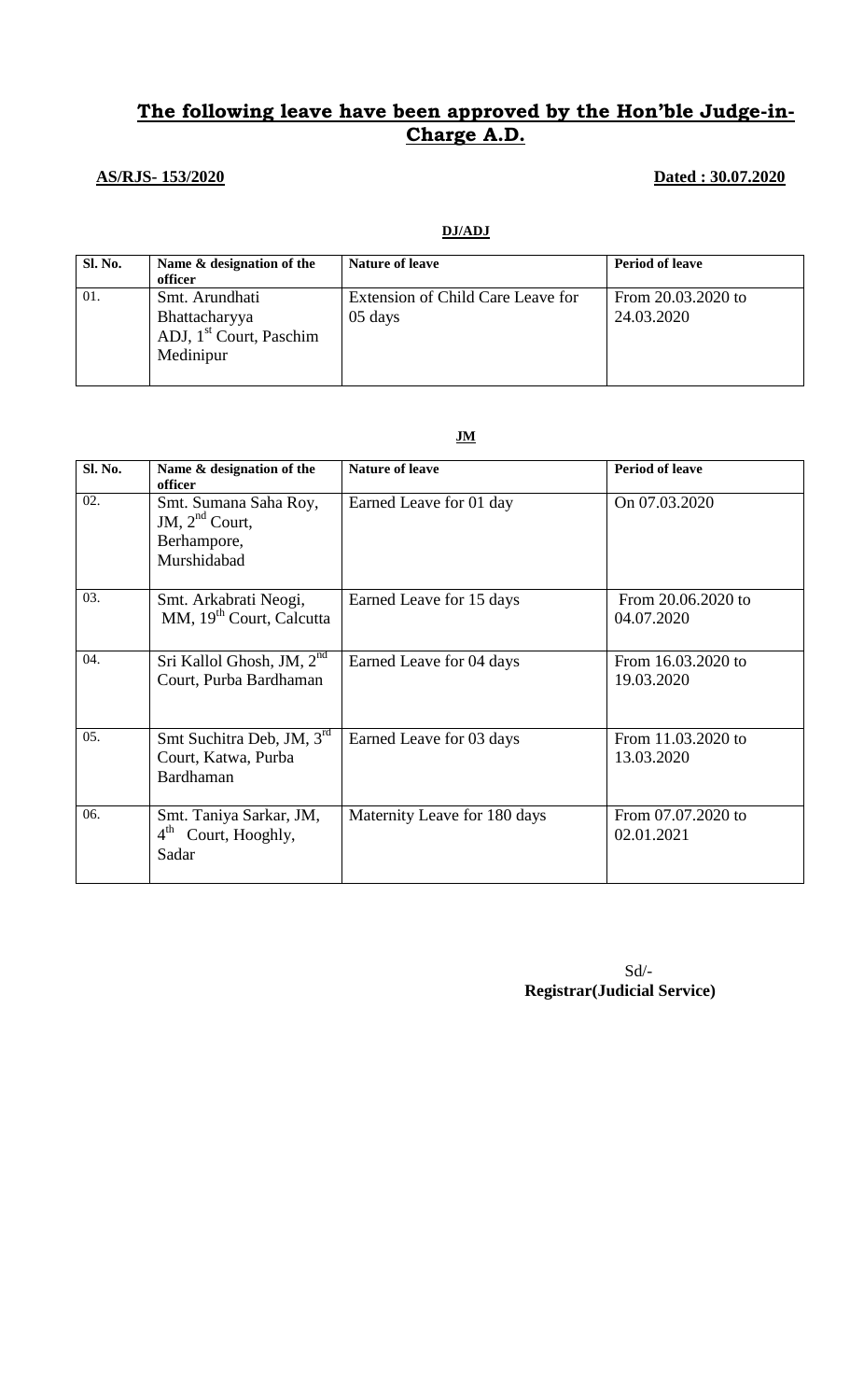# The following leave have been approved by the Hon'ble Judge-in-Charge A.D.

**AS/RJS- 153/2020** **Dated : 30.07.2020**

**DJ/ADJ**

| Sl. No. | Name & designation of the officer | Nature of leave | Period of leave |
|---|---|---|---|
| 01. | Smt. Arundhati Bhattacharyya ADJ, 1st Court, Paschim Medinipur | Extension of Child Care Leave for 05 days | From 20.03.2020 to 24.03.2020 |

**JM**

| Sl. No. | Name & designation of the officer | Nature of leave | Period of leave |
|---|---|---|---|
| 02. | Smt. Sumana Saha Roy, JM, 2nd Court, Berhampore, Murshidabad | Earned Leave for 01 day | On 07.03.2020 |
| 03. | Smt. Arkabrati Neogi, MM, 19th Court, Calcutta | Earned Leave for 15 days | From 20.06.2020 to 04.07.2020 |
| 04. | Sri Kallol Ghosh, JM, 2nd Court, Purba Bardhaman | Earned Leave for 04 days | From 16.03.2020 to 19.03.2020 |
| 05. | Smt Suchitra Deb, JM, 3rd Court, Katwa, Purba Bardhaman | Earned Leave for 03 days | From 11.03.2020 to 13.03.2020 |
| 06. | Smt. Taniya Sarkar, JM, 4th Court, Hooghly, Sadar | Maternity Leave for 180 days | From 07.07.2020 to 02.01.2021 |

Sd/-
**Registrar(Judicial Service)**